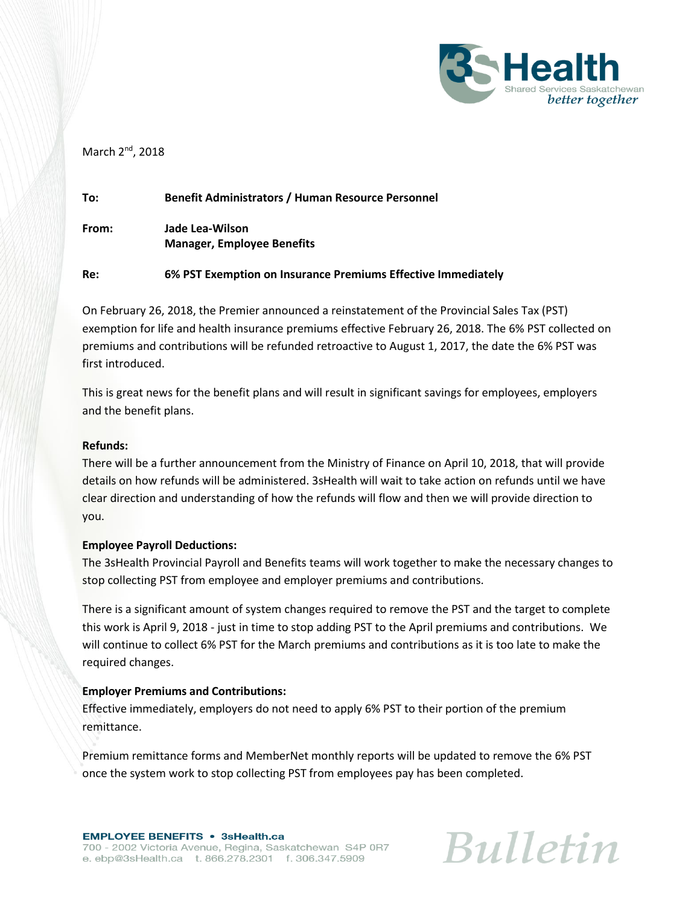March 2nd, 2018

**To:** **Benefit Administrators / Human Resource Personnel**

**From:** **Jade Lea-Wilson**
**Manager, Employee Benefits**

**Re:** **6% PST Exemption on Insurance Premiums Effective Immediately**

On February 26, 2018, the Premier announced a reinstatement of the Provincial Sales Tax (PST) exemption for life and health insurance premiums effective February 26, 2018. The 6% PST collected on premiums and contributions will be refunded retroactive to August 1, 2017, the date the 6% PST was first introduced.

This is great news for the benefit plans and will result in significant savings for employees, employers and the benefit plans.

**Refunds:**

There will be a further announcement from the Ministry of Finance on April 10, 2018, that will provide details on how refunds will be administered. 3sHealth will wait to take action on refunds until we have clear direction and understanding of how the refunds will flow and then we will provide direction to you.

**Employee Payroll Deductions:**

The 3sHealth Provincial Payroll and Benefits teams will work together to make the necessary changes to stop collecting PST from employee and employer premiums and contributions.

There is a significant amount of system changes required to remove the PST and the target to complete this work is April 9, 2018 - just in time to stop adding PST to the April premiums and contributions. We will continue to collect 6% PST for the March premiums and contributions as it is too late to make the required changes.

**Employer Premiums and Contributions:**

Effective immediately, employers do not need to apply 6% PST to their portion of the premium remittance.

Premium remittance forms and MemberNet monthly reports will be updated to remove the 6% PST once the system work to stop collecting PST from employees pay has been completed.

**EMPLOYEE BENEFITS • 3sHealth.ca**
700 - 2002 Victoria Avenue, Regina, Saskatchewan S4P 0R7
e. ebp@3sHealth.ca t. 866.278.2301 f. 306.347.5909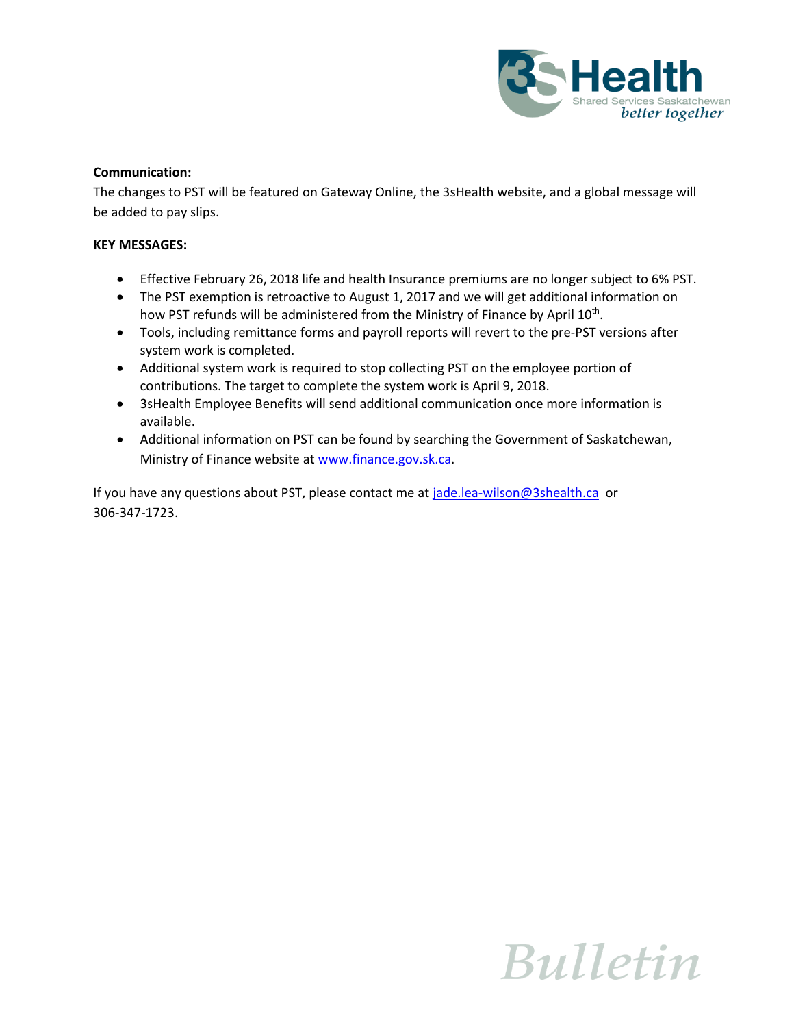**Communication:**
The changes to PST will be featured on Gateway Online, the 3sHealth website, and a global message will be added to pay slips.

**KEY MESSAGES:**

- Effective February 26, 2018 life and health Insurance premiums are no longer subject to 6% PST.
- The PST exemption is retroactive to August 1, 2017 and we will get additional information on how PST refunds will be administered from the Ministry of Finance by April 10th.
- Tools, including remittance forms and payroll reports will revert to the pre-PST versions after system work is completed.
- Additional system work is required to stop collecting PST on the employee portion of contributions. The target to complete the system work is April 9, 2018.
- 3sHealth Employee Benefits will send additional communication once more information is available.
- Additional information on PST can be found by searching the Government of Saskatchewan, Ministry of Finance website at www.finance.gov.sk.ca.

If you have any questions about PST, please contact me at jade.lea-wilson@3shealth.ca or 306-347-1723.